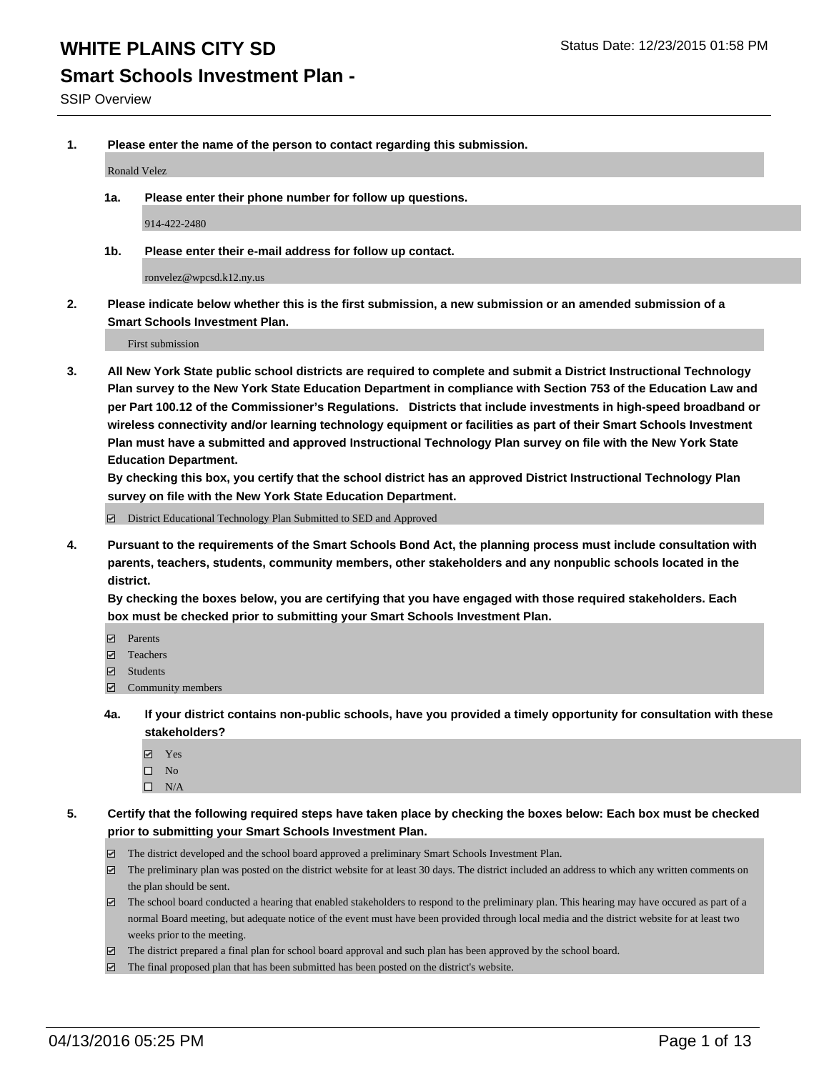# WHITE PLAINS CITY SD

Status Date: 12/23/2015 01:58 PM

## Smart Schools Investment Plan -

SSIP Overview

**1. Please enter the name of the person to contact regarding this submission.**

Ronald Velez

**1a. Please enter their phone number for follow up questions.**

914-422-2480

**1b. Please enter their e-mail address for follow up contact.**

ronvelez@wpcsd.k12.ny.us

**2. Please indicate below whether this is the first submission, a new submission or an amended submission of a Smart Schools Investment Plan.**

First submission

**3. All New York State public school districts are required to complete and submit a District Instructional Technology Plan survey to the New York State Education Department in compliance with Section 753 of the Education Law and per Part 100.12 of the Commissioner's Regulations. Districts that include investments in high-speed broadband or wireless connectivity and/or learning technology equipment or facilities as part of their Smart Schools Investment Plan must have a submitted and approved Instructional Technology Plan survey on file with the New York State Education Department.**
**By checking this box, you certify that the school district has an approved District Instructional Technology Plan survey on file with the New York State Education Department.**

☑ District Educational Technology Plan Submitted to SED and Approved

**4. Pursuant to the requirements of the Smart Schools Bond Act, the planning process must include consultation with parents, teachers, students, community members, other stakeholders and any nonpublic schools located in the district.**
**By checking the boxes below, you are certifying that you have engaged with those required stakeholders. Each box must be checked prior to submitting your Smart Schools Investment Plan.**

☑ Parents
☑ Teachers
☑ Students
☑ Community members

**4a. If your district contains non-public schools, have you provided a timely opportunity for consultation with these stakeholders?**

☑ Yes
☐ No
☐ N/A

**5. Certify that the following required steps have taken place by checking the boxes below: Each box must be checked prior to submitting your Smart Schools Investment Plan.**

☑ The district developed and the school board approved a preliminary Smart Schools Investment Plan.
☑ The preliminary plan was posted on the district website for at least 30 days. The district included an address to which any written comments on the plan should be sent.
☑ The school board conducted a hearing that enabled stakeholders to respond to the preliminary plan. This hearing may have occured as part of a normal Board meeting, but adequate notice of the event must have been provided through local media and the district website for at least two weeks prior to the meeting.
☑ The district prepared a final plan for school board approval and such plan has been approved by the school board.
☑ The final proposed plan that has been submitted has been posted on the district's website.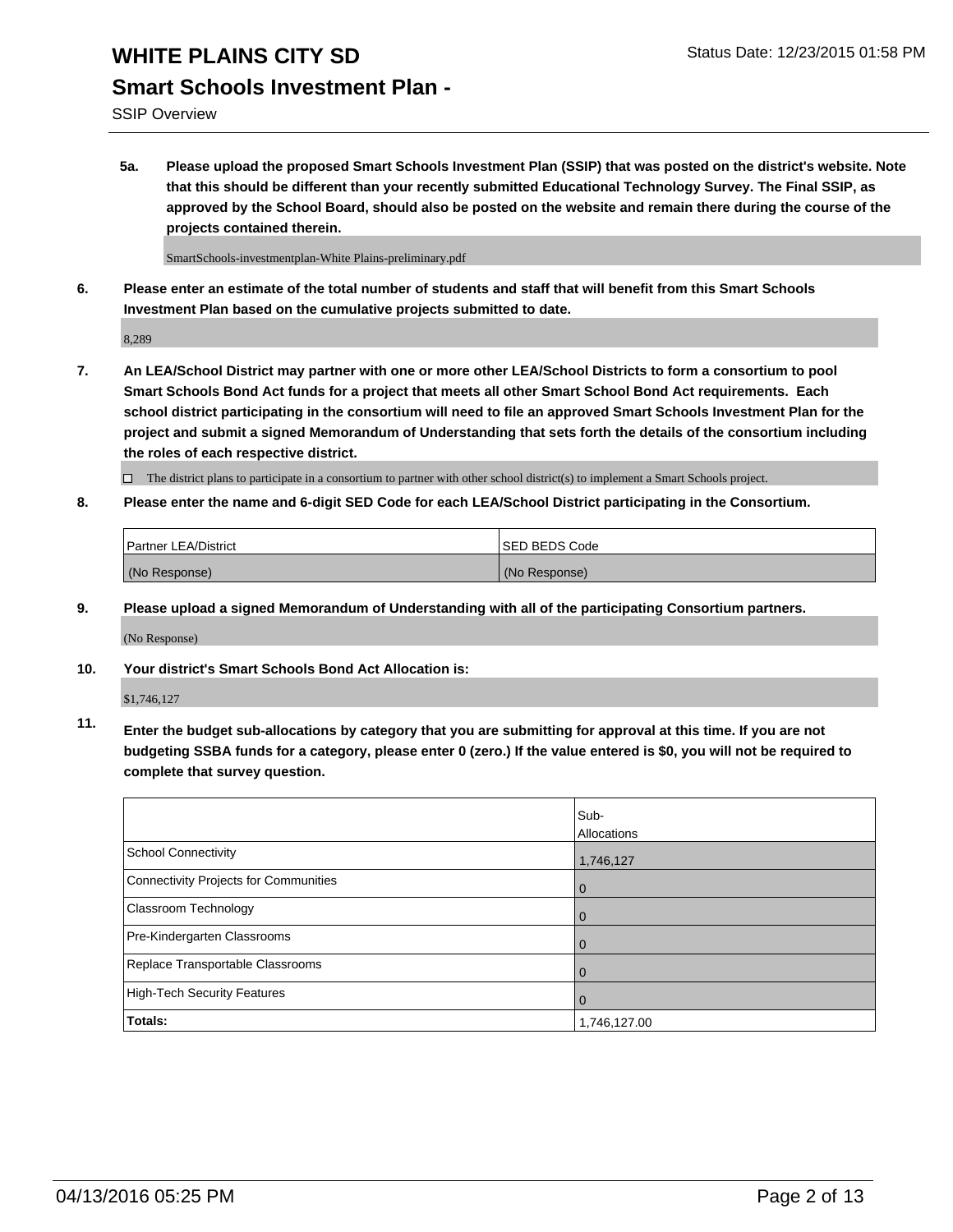**5a. Please upload the proposed Smart Schools Investment Plan (SSIP) that was posted on the district's website. Note that this should be different than your recently submitted Educational Technology Survey. The Final SSIP, as approved by the School Board, should also be posted on the website and remain there during the course of the projects contained therein.**

SmartSchools-investmentplan-White Plains-preliminary.pdf

**6. Please enter an estimate of the total number of students and staff that will benefit from this Smart Schools Investment Plan based on the cumulative projects submitted to date.**

8,289

**7. An LEA/School District may partner with one or more other LEA/School Districts to form a consortium to pool Smart Schools Bond Act funds for a project that meets all other Smart School Bond Act requirements. Each school district participating in the consortium will need to file an approved Smart Schools Investment Plan for the project and submit a signed Memorandum of Understanding that sets forth the details of the consortium including the roles of each respective district.**

☐ The district plans to participate in a consortium to partner with other school district(s) to implement a Smart Schools project.

**8. Please enter the name and 6-digit SED Code for each LEA/School District participating in the Consortium.**

| Partner LEA/District | SED BEDS Code |
|---|---|
| (No Response) | (No Response) |

**9. Please upload a signed Memorandum of Understanding with all of the participating Consortium partners.**

(No Response)

**10. Your district's Smart Schools Bond Act Allocation is:**

$1,746,127

**11. Enter the budget sub-allocations by category that you are submitting for approval at this time. If you are not budgeting SSBA funds for a category, please enter 0 (zero.) If the value entered is $0, you will not be required to complete that survey question.**

| | Sub-Allocations |
|---|---|
| School Connectivity | 1,746,127 |
| Connectivity Projects for Communities | 0 |
| Classroom Technology | 0 |
| Pre-Kindergarten Classrooms | 0 |
| Replace Transportable Classrooms | 0 |
| High-Tech Security Features | 0 |
| **Totals:** | 1,746,127.00 |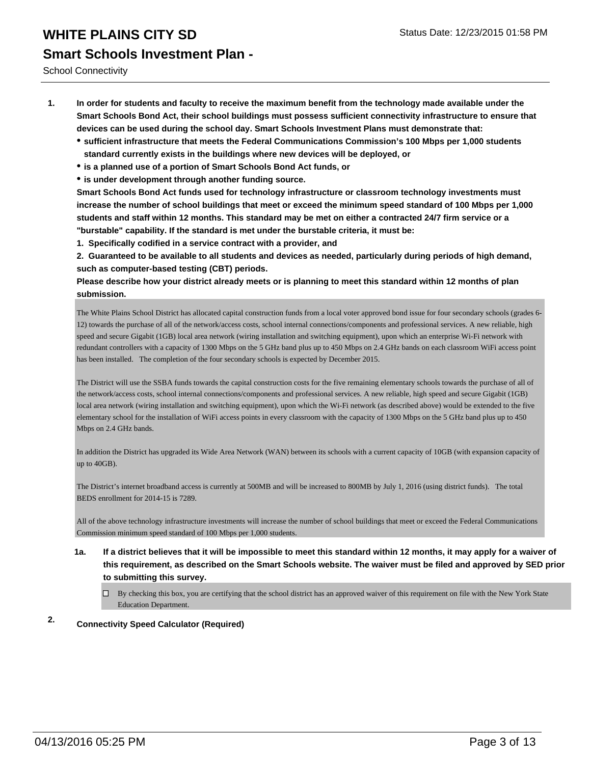# WHITE PLAINS CITY SD

Status Date: 12/23/2015 01:58 PM

## Smart Schools Investment Plan -

School Connectivity

1. **In order for students and faculty to receive the maximum benefit from the technology made available under the Smart Schools Bond Act, their school buildings must possess sufficient connectivity infrastructure to ensure that devices can be used during the school day. Smart Schools Investment Plans must demonstrate that:**
   - **sufficient infrastructure that meets the Federal Communications Commission's 100 Mbps per 1,000 students standard currently exists in the buildings where new devices will be deployed, or**
   - **is a planned use of a portion of Smart Schools Bond Act funds, or**
   - **is under development through another funding source.**

   **Smart Schools Bond Act funds used for technology infrastructure or classroom technology investments must increase the number of school buildings that meet or exceed the minimum speed standard of 100 Mbps per 1,000 students and staff within 12 months. This standard may be met on either a contracted 24/7 firm service or a "burstable" capability. If the standard is met under the burstable criteria, it must be:**

   **1. Specifically codified in a service contract with a provider, and**

   **2. Guaranteed to be available to all students and devices as needed, particularly during periods of high demand, such as computer-based testing (CBT) periods.**

   **Please describe how your district already meets or is planning to meet this standard within 12 months of plan submission.**

   The White Plains School District has allocated capital construction funds from a local voter approved bond issue for four secondary schools (grades 6-12) towards the purchase of all of the network/access costs, school internal connections/components and professional services. A new reliable, high speed and secure Gigabit (1GB) local area network (wiring installation and switching equipment), upon which an enterprise Wi-Fi network with redundant controllers with a capacity of 1300 Mbps on the 5 GHz band plus up to 450 Mbps on 2.4 GHz bands on each classroom WiFi access point has been installed. The completion of the four secondary schools is expected by December 2015.

   The District will use the SSBA funds towards the capital construction costs for the five remaining elementary schools towards the purchase of all of the network/access costs, school internal connections/components and professional services. A new reliable, high speed and secure Gigabit (1GB) local area network (wiring installation and switching equipment), upon which the Wi-Fi network (as described above) would be extended to the five elementary school for the installation of WiFi access points in every classroom with the capacity of 1300 Mbps on the 5 GHz band plus up to 450 Mbps on 2.4 GHz bands.

   In addition the District has upgraded its Wide Area Network (WAN) between its schools with a current capacity of 10GB (with expansion capacity of up to 40GB).

   The District's internet broadband access is currently at 500MB and will be increased to 800MB by July 1, 2016 (using district funds). The total BEDS enrollment for 2014-15 is 7289.

   All of the above technology infrastructure investments will increase the number of school buildings that meet or exceed the Federal Communications Commission minimum speed standard of 100 Mbps per 1,000 students.

   1a. **If a district believes that it will be impossible to meet this standard within 12 months, it may apply for a waiver of this requirement, as described on the Smart Schools website. The waiver must be filed and approved by SED prior to submitting this survey.**

   ☐ By checking this box, you are certifying that the school district has an approved waiver of this requirement on file with the New York State Education Department.

2. **Connectivity Speed Calculator (Required)**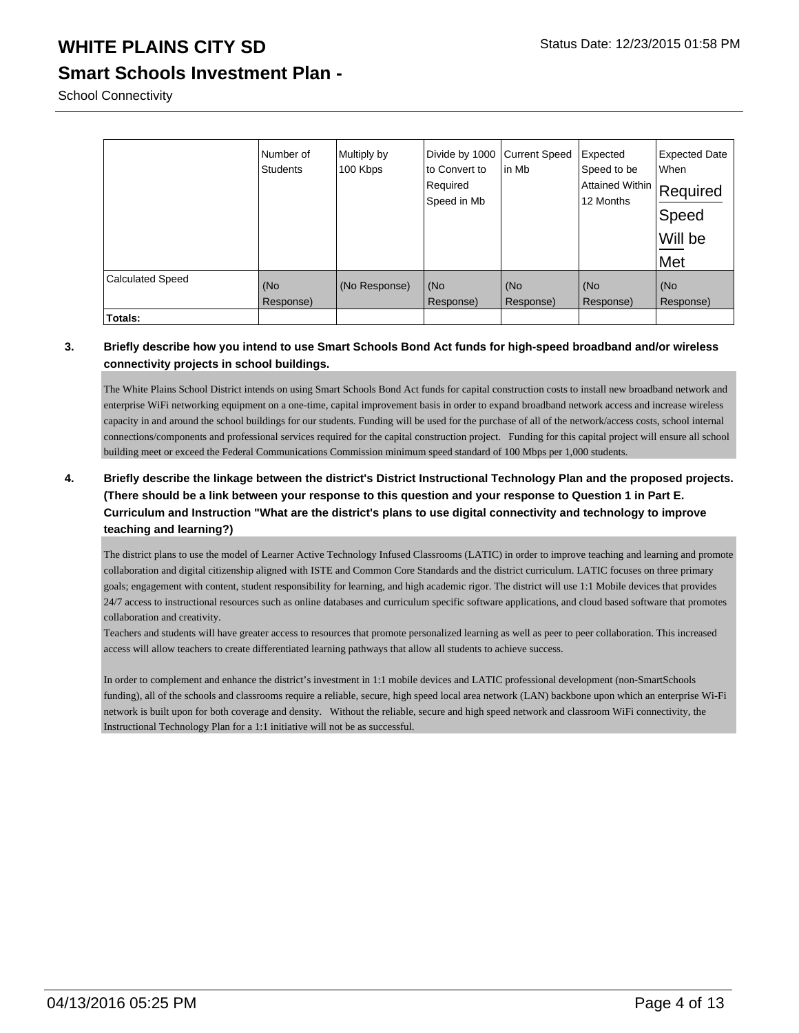# WHITE PLAINS CITY SD

Status Date: 12/23/2015 01:58 PM

## Smart Schools Investment Plan -

School Connectivity

| | Number of Students | Multiply by 100 Kbps | Divide by 1000 to Convert to Required Speed in Mb | Current Speed in Mb | Expected Speed to be Attained Within 12 Months | Expected Date When Required Speed Will be Met |
|---|---|---|---|---|---|---|
| Calculated Speed | (No Response) | (No Response) | (No Response) | (No Response) | (No Response) | (No Response) |
| **Totals:** | | | | | | |

**3. Briefly describe how you intend to use Smart Schools Bond Act funds for high-speed broadband and/or wireless connectivity projects in school buildings.**

The White Plains School District intends on using Smart Schools Bond Act funds for capital construction costs to install new broadband network and enterprise WiFi networking equipment on a one-time, capital improvement basis in order to expand broadband network access and increase wireless capacity in and around the school buildings for our students. Funding will be used for the purchase of all of the network/access costs, school internal connections/components and professional services required for the capital construction project. Funding for this capital project will ensure all school building meet or exceed the Federal Communications Commission minimum speed standard of 100 Mbps per 1,000 students.

**4. Briefly describe the linkage between the district's District Instructional Technology Plan and the proposed projects. (There should be a link between your response to this question and your response to Question 1 in Part E. Curriculum and Instruction "What are the district's plans to use digital connectivity and technology to improve teaching and learning?)**

The district plans to use the model of Learner Active Technology Infused Classrooms (LATIC) in order to improve teaching and learning and promote collaboration and digital citizenship aligned with ISTE and Common Core Standards and the district curriculum. LATIC focuses on three primary goals; engagement with content, student responsibility for learning, and high academic rigor. The district will use 1:1 Mobile devices that provides 24/7 access to instructional resources such as online databases and curriculum specific software applications, and cloud based software that promotes collaboration and creativity.
Teachers and students will have greater access to resources that promote personalized learning as well as peer to peer collaboration. This increased access will allow teachers to create differentiated learning pathways that allow all students to achieve success.

In order to complement and enhance the district's investment in 1:1 mobile devices and LATIC professional development (non-SmartSchools funding), all of the schools and classrooms require a reliable, secure, high speed local area network (LAN) backbone upon which an enterprise Wi-Fi network is built upon for both coverage and density. Without the reliable, secure and high speed network and classroom WiFi connectivity, the Instructional Technology Plan for a 1:1 initiative will not be as successful.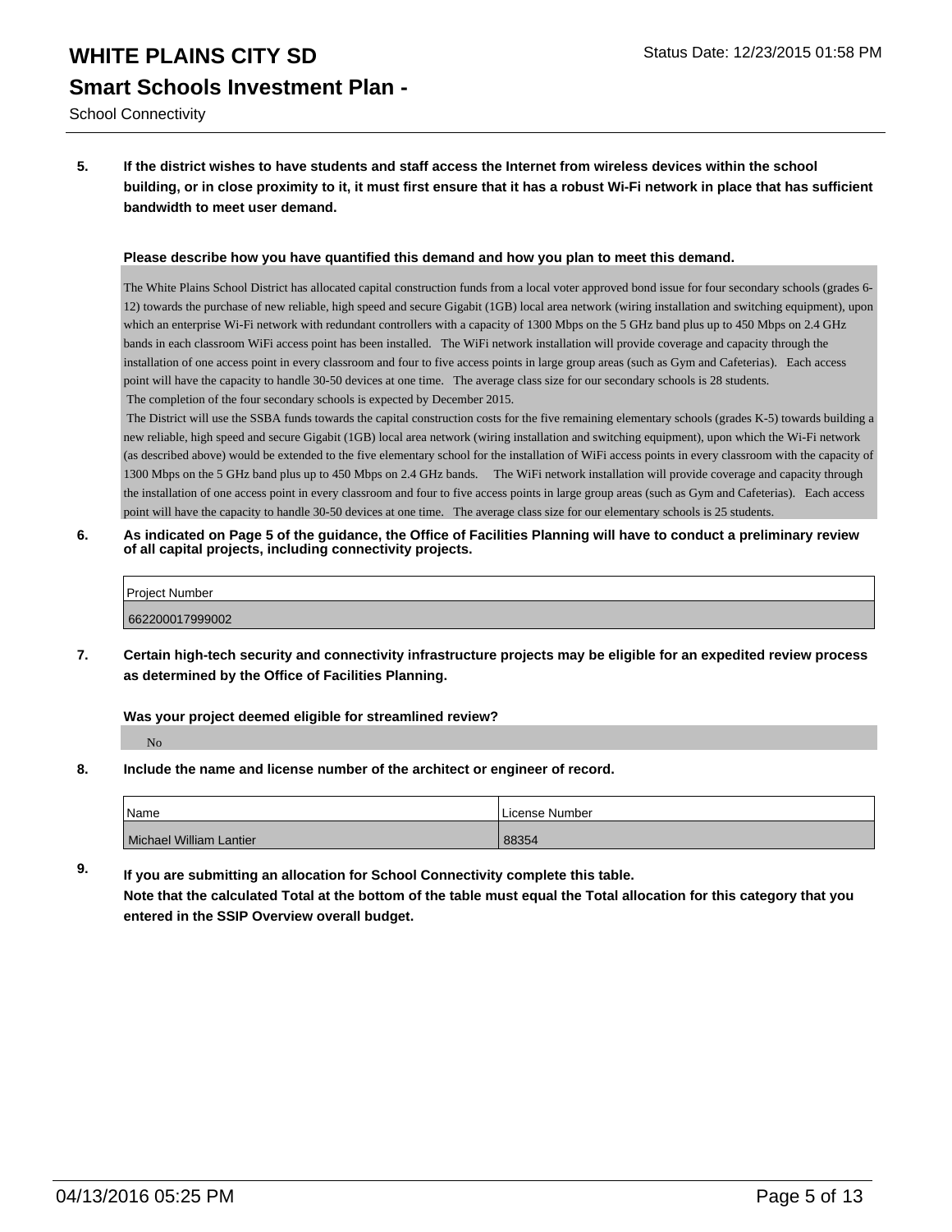# WHITE PLAINS CITY SD

Status Date: 12/23/2015 01:58 PM

## Smart Schools Investment Plan -

School Connectivity

**5. If the district wishes to have students and staff access the Internet from wireless devices within the school building, or in close proximity to it, it must first ensure that it has a robust Wi-Fi network in place that has sufficient bandwidth to meet user demand.**

**Please describe how you have quantified this demand and how you plan to meet this demand.**

The White Plains School District has allocated capital construction funds from a local voter approved bond issue for four secondary schools (grades 6-12) towards the purchase of new reliable, high speed and secure Gigabit (1GB) local area network (wiring installation and switching equipment), upon which an enterprise Wi-Fi network with redundant controllers with a capacity of 1300 Mbps on the 5 GHz band plus up to 450 Mbps on 2.4 GHz bands in each classroom WiFi access point has been installed. The WiFi network installation will provide coverage and capacity through the installation of one access point in every classroom and four to five access points in large group areas (such as Gym and Cafeterias). Each access point will have the capacity to handle 30-50 devices at one time. The average class size for our secondary schools is 28 students.
The completion of the four secondary schools is expected by December 2015.
The District will use the SSBA funds towards the capital construction costs for the five remaining elementary schools (grades K-5) towards building a new reliable, high speed and secure Gigabit (1GB) local area network (wiring installation and switching equipment), upon which the Wi-Fi network (as described above) would be extended to the five elementary school for the installation of WiFi access points in every classroom with the capacity of 1300 Mbps on the 5 GHz band plus up to 450 Mbps on 2.4 GHz bands. The WiFi network installation will provide coverage and capacity through the installation of one access point in every classroom and four to five access points in large group areas (such as Gym and Cafeterias). Each access point will have the capacity to handle 30-50 devices at one time. The average class size for our elementary schools is 25 students.

**6. As indicated on Page 5 of the guidance, the Office of Facilities Planning will have to conduct a preliminary review of all capital projects, including connectivity projects.**

| Project Number |
|---|
| 662200017999002 |

**7. Certain high-tech security and connectivity infrastructure projects may be eligible for an expedited review process as determined by the Office of Facilities Planning.**

**Was your project deemed eligible for streamlined review?**

No

**8. Include the name and license number of the architect or engineer of record.**

| Name | License Number |
|---|---|
| Michael William Lantier | 88354 |

**9. If you are submitting an allocation for School Connectivity complete this table.**
**Note that the calculated Total at the bottom of the table must equal the Total allocation for this category that you entered in the SSIP Overview overall budget.**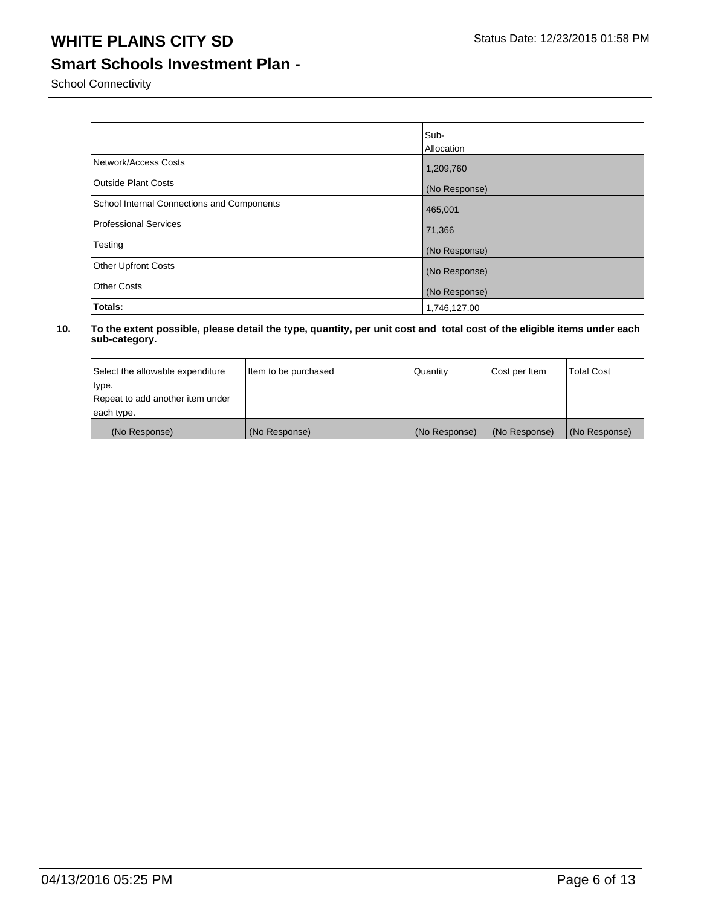# WHITE PLAINS CITY SD

Status Date: 12/23/2015 01:58 PM

## Smart Schools Investment Plan -

School Connectivity

| | Sub-Allocation |
|---|---|
| Network/Access Costs | 1,209,760 |
| Outside Plant Costs | (No Response) |
| School Internal Connections and Components | 465,001 |
| Professional Services | 71,366 |
| Testing | (No Response) |
| Other Upfront Costs | (No Response) |
| Other Costs | (No Response) |
| **Totals:** | 1,746,127.00 |

**10. To the extent possible, please detail the type, quantity, per unit cost and total cost of the eligible items under each sub-category.**

| Select the allowable expenditure type. Repeat to add another item under each type. | Item to be purchased | Quantity | Cost per Item | Total Cost |
|---|---|---|---|---|
| (No Response) | (No Response) | (No Response) | (No Response) | (No Response) |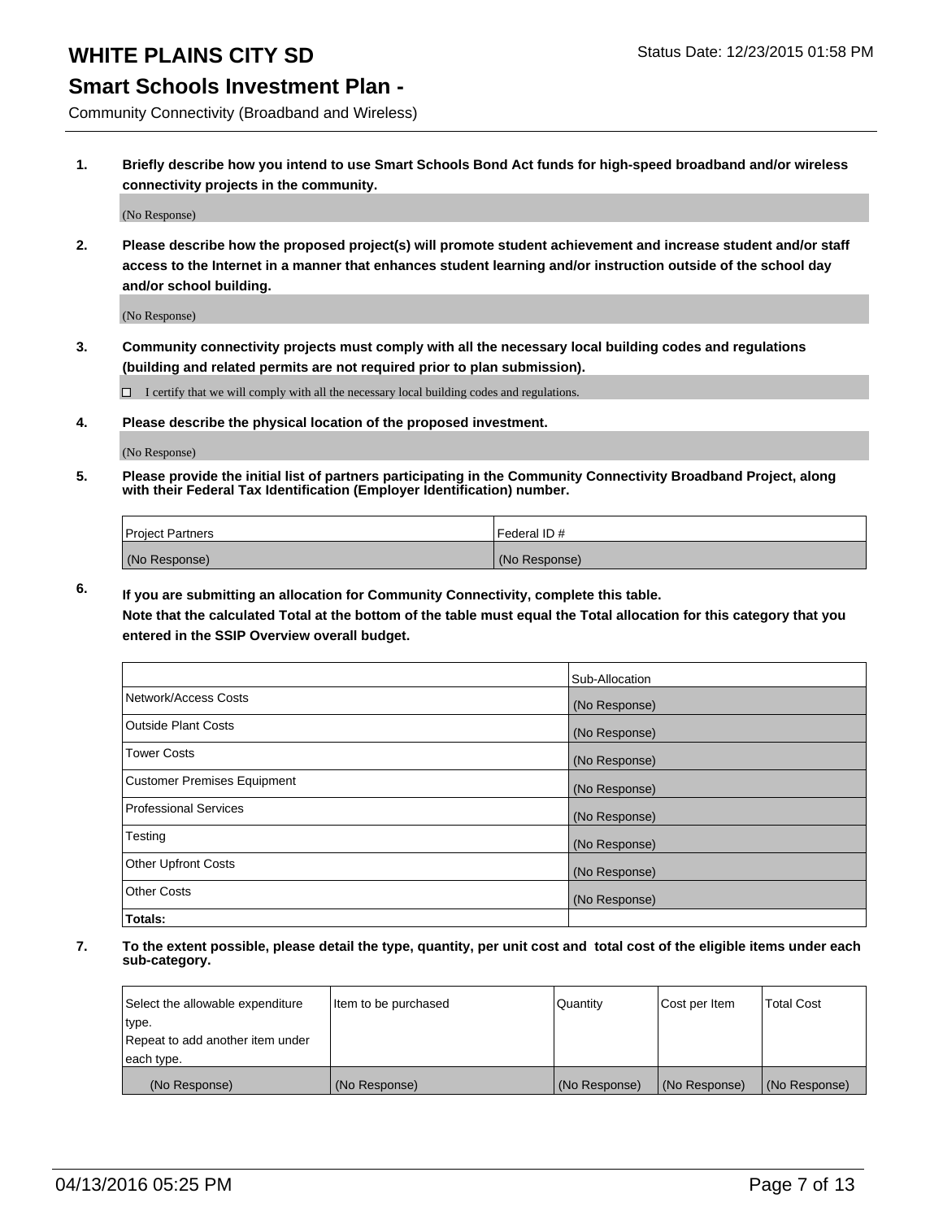# WHITE PLAINS CITY SD

Status Date: 12/23/2015 01:58 PM

## Smart Schools Investment Plan -

Community Connectivity (Broadband and Wireless)

**1. Briefly describe how you intend to use Smart Schools Bond Act funds for high-speed broadband and/or wireless connectivity projects in the community.**

(No Response)

**2. Please describe how the proposed project(s) will promote student achievement and increase student and/or staff access to the Internet in a manner that enhances student learning and/or instruction outside of the school day and/or school building.**

(No Response)

**3. Community connectivity projects must comply with all the necessary local building codes and regulations (building and related permits are not required prior to plan submission).**

☐ I certify that we will comply with all the necessary local building codes and regulations.

**4. Please describe the physical location of the proposed investment.**

(No Response)

**5. Please provide the initial list of partners participating in the Community Connectivity Broadband Project, along with their Federal Tax Identification (Employer Identification) number.**

| Project Partners | Federal ID # |
|---|---|
| (No Response) | (No Response) |

**6. If you are submitting an allocation for Community Connectivity, complete this table.**
**Note that the calculated Total at the bottom of the table must equal the Total allocation for this category that you entered in the SSIP Overview overall budget.**

| | Sub-Allocation |
|---|---|
| Network/Access Costs | (No Response) |
| Outside Plant Costs | (No Response) |
| Tower Costs | (No Response) |
| Customer Premises Equipment | (No Response) |
| Professional Services | (No Response) |
| Testing | (No Response) |
| Other Upfront Costs | (No Response) |
| Other Costs | (No Response) |
| **Totals:** | |

**7. To the extent possible, please detail the type, quantity, per unit cost and total cost of the eligible items under each sub-category.**

| Select the allowable expenditure type. Repeat to add another item under each type. | Item to be purchased | Quantity | Cost per Item | Total Cost |
|---|---|---|---|---|
| (No Response) | (No Response) | (No Response) | (No Response) | (No Response) |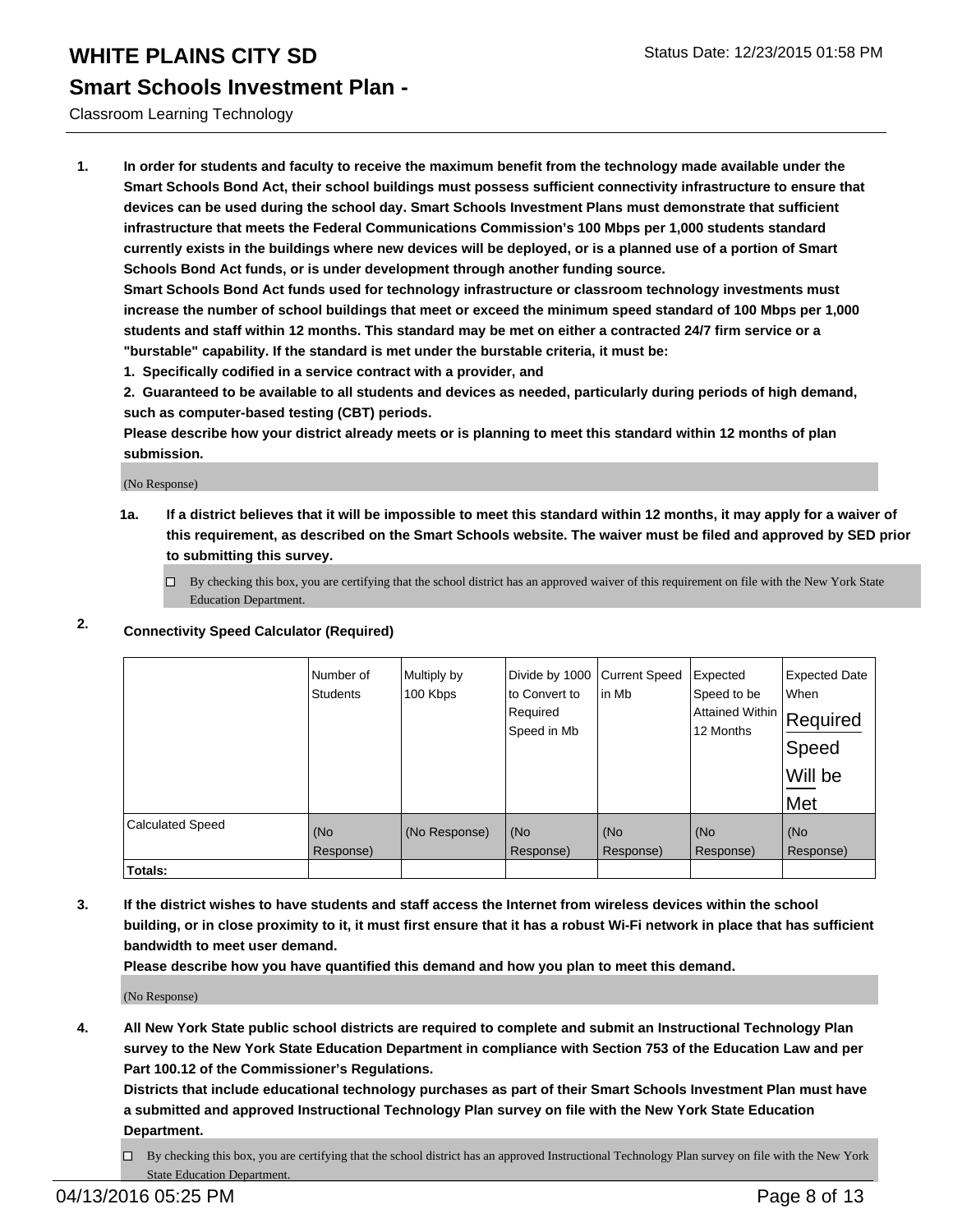# WHITE PLAINS CITY SD

Status Date: 12/23/2015 01:58 PM

## Smart Schools Investment Plan -

Classroom Learning Technology

**1. In order for students and faculty to receive the maximum benefit from the technology made available under the Smart Schools Bond Act, their school buildings must possess sufficient connectivity infrastructure to ensure that devices can be used during the school day. Smart Schools Investment Plans must demonstrate that sufficient infrastructure that meets the Federal Communications Commission's 100 Mbps per 1,000 students standard currently exists in the buildings where new devices will be deployed, or is a planned use of a portion of Smart Schools Bond Act funds, or is under development through another funding source.**

**Smart Schools Bond Act funds used for technology infrastructure or classroom technology investments must increase the number of school buildings that meet or exceed the minimum speed standard of 100 Mbps per 1,000 students and staff within 12 months. This standard may be met on either a contracted 24/7 firm service or a "burstable" capability. If the standard is met under the burstable criteria, it must be:**

**1. Specifically codified in a service contract with a provider, and**

**2. Guaranteed to be available to all students and devices as needed, particularly during periods of high demand, such as computer-based testing (CBT) periods.**

**Please describe how your district already meets or is planning to meet this standard within 12 months of plan submission.**

(No Response)

**1a. If a district believes that it will be impossible to meet this standard within 12 months, it may apply for a waiver of this requirement, as described on the Smart Schools website. The waiver must be filed and approved by SED prior to submitting this survey.**

☐ By checking this box, you are certifying that the school district has an approved waiver of this requirement on file with the New York State Education Department.

**2. Connectivity Speed Calculator (Required)**

| | Number of Students | Multiply by 100 Kbps | Divide by 1000 to Convert to Required Speed in Mb | Current Speed in Mb | Expected Speed to be Attained Within 12 Months | Expected Date When Required Speed Will be Met |
|---|---|---|---|---|---|---|
| Calculated Speed | (No Response) | (No Response) | (No Response) | (No Response) | (No Response) | (No Response) |
| **Totals:** | | | | | | |

**3. If the district wishes to have students and staff access the Internet from wireless devices within the school building, or in close proximity to it, it must first ensure that it has a robust Wi-Fi network in place that has sufficient bandwidth to meet user demand.**

**Please describe how you have quantified this demand and how you plan to meet this demand.**

(No Response)

**4. All New York State public school districts are required to complete and submit an Instructional Technology Plan survey to the New York State Education Department in compliance with Section 753 of the Education Law and per Part 100.12 of the Commissioner's Regulations.**

**Districts that include educational technology purchases as part of their Smart Schools Investment Plan must have a submitted and approved Instructional Technology Plan survey on file with the New York State Education Department.**

☐ By checking this box, you are certifying that the school district has an approved Instructional Technology Plan survey on file with the New York State Education Department.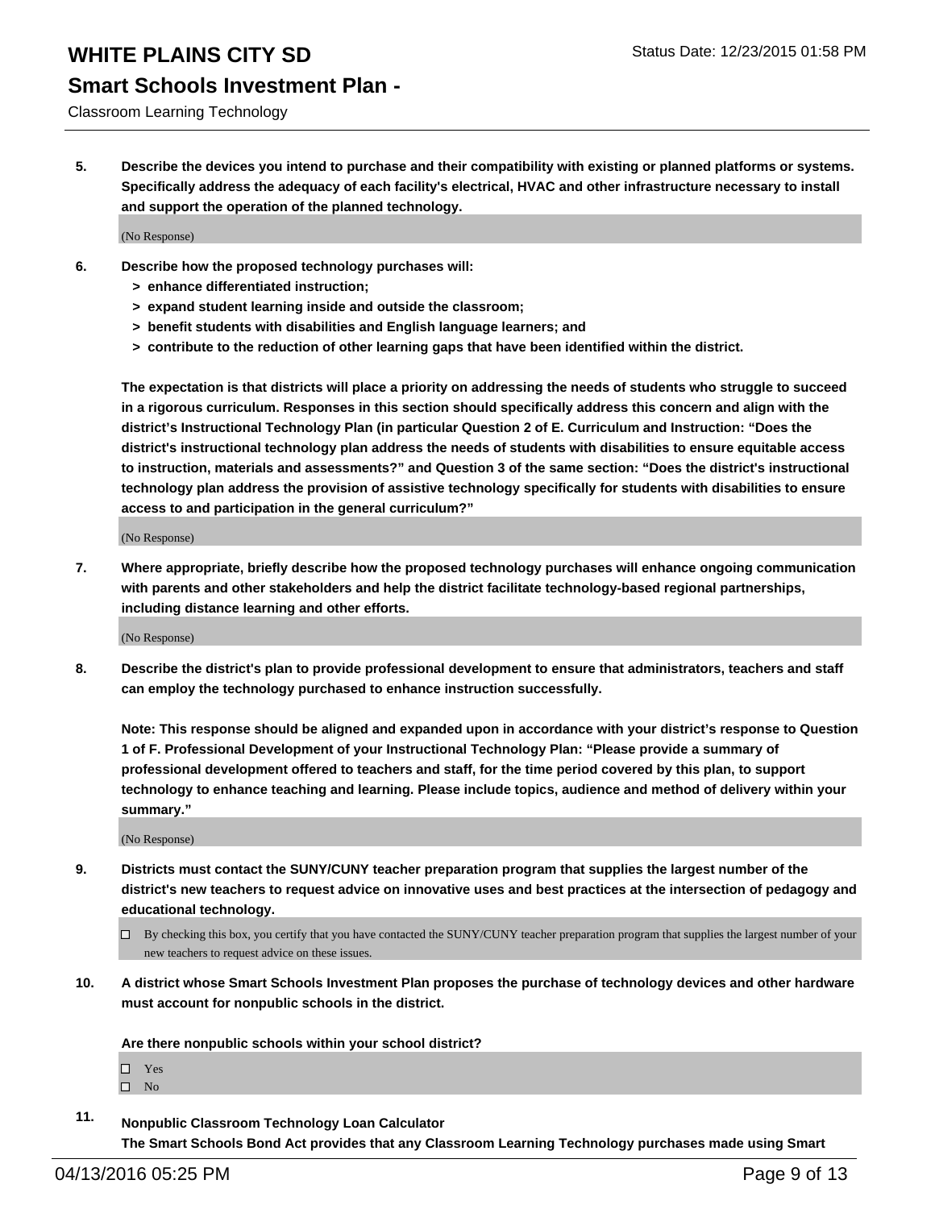5. **Describe the devices you intend to purchase and their compatibility with existing or planned platforms or systems. Specifically address the adequacy of each facility's electrical, HVAC and other infrastructure necessary to install and support the operation of the planned technology.**

(No Response)

6. **Describe how the proposed technology purchases will:**
   - **> enhance differentiated instruction;**
   - **> expand student learning inside and outside the classroom;**
   - **> benefit students with disabilities and English language learners; and**
   - **> contribute to the reduction of other learning gaps that have been identified within the district.**

   **The expectation is that districts will place a priority on addressing the needs of students who struggle to succeed in a rigorous curriculum. Responses in this section should specifically address this concern and align with the district's Instructional Technology Plan (in particular Question 2 of E. Curriculum and Instruction: "Does the district's instructional technology plan address the needs of students with disabilities to ensure equitable access to instruction, materials and assessments?" and Question 3 of the same section: "Does the district's instructional technology plan address the provision of assistive technology specifically for students with disabilities to ensure access to and participation in the general curriculum?"**

(No Response)

7. **Where appropriate, briefly describe how the proposed technology purchases will enhance ongoing communication with parents and other stakeholders and help the district facilitate technology-based regional partnerships, including distance learning and other efforts.**

(No Response)

8. **Describe the district's plan to provide professional development to ensure that administrators, teachers and staff can employ the technology purchased to enhance instruction successfully.**

   **Note: This response should be aligned and expanded upon in accordance with your district's response to Question 1 of F. Professional Development of your Instructional Technology Plan: "Please provide a summary of professional development offered to teachers and staff, for the time period covered by this plan, to support technology to enhance teaching and learning. Please include topics, audience and method of delivery within your summary."**

(No Response)

9. **Districts must contact the SUNY/CUNY teacher preparation program that supplies the largest number of the district's new teachers to request advice on innovative uses and best practices at the intersection of pedagogy and educational technology.**

   ☐ By checking this box, you certify that you have contacted the SUNY/CUNY teacher preparation program that supplies the largest number of your new teachers to request advice on these issues.

10. **A district whose Smart Schools Investment Plan proposes the purchase of technology devices and other hardware must account for nonpublic schools in the district.**

    **Are there nonpublic schools within your school district?**

    ☐ Yes
    ☐ No

11. **Nonpublic Classroom Technology Loan Calculator**
    **The Smart Schools Bond Act provides that any Classroom Learning Technology purchases made using Smart**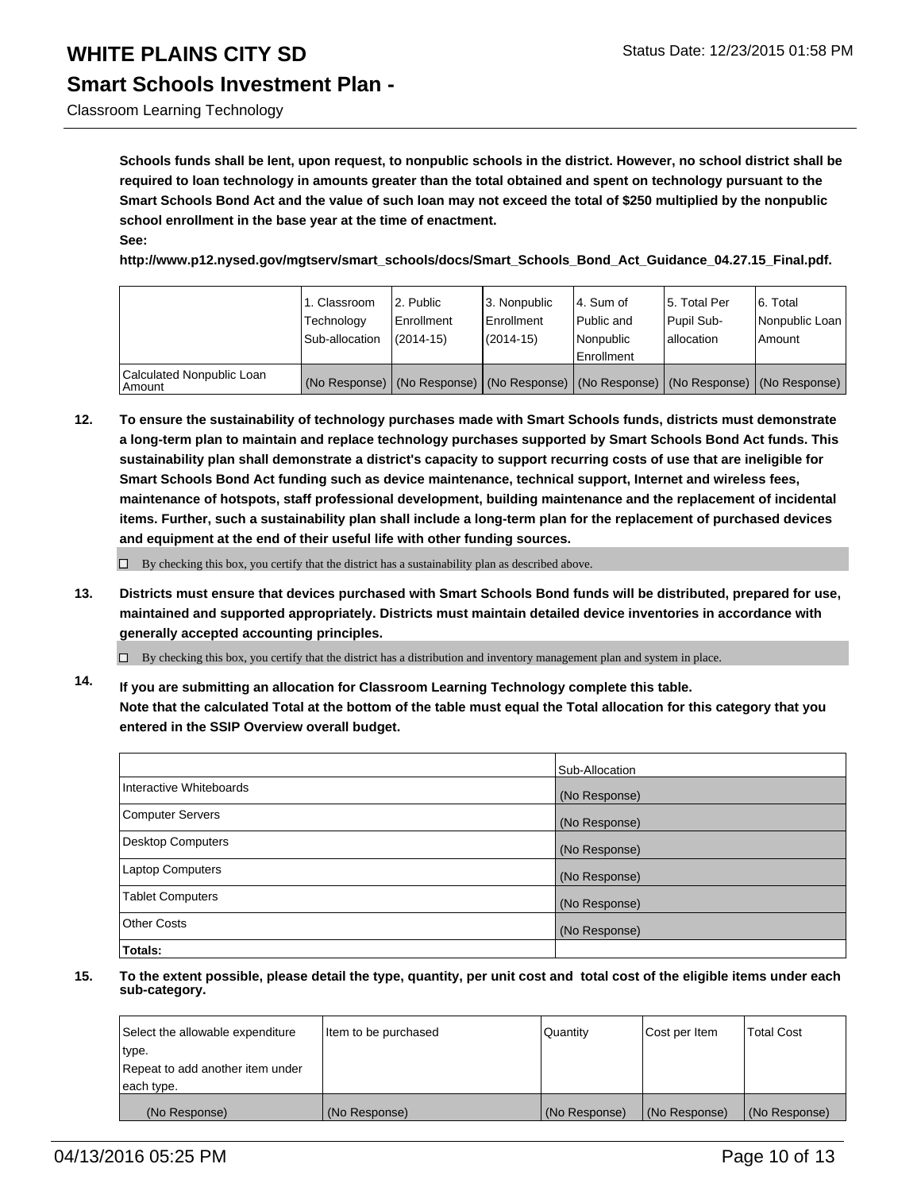**Schools funds shall be lent, upon request, to nonpublic schools in the district. However, no school district shall be required to loan technology in amounts greater than the total obtained and spent on technology pursuant to the Smart Schools Bond Act and the value of such loan may not exceed the total of $250 multiplied by the nonpublic school enrollment in the base year at the time of enactment.**
**See:**
**http://www.p12.nysed.gov/mgtserv/smart_schools/docs/Smart_Schools_Bond_Act_Guidance_04.27.15_Final.pdf.**

| | 1. Classroom Technology Sub-allocation | 2. Public Enrollment (2014-15) | 3. Nonpublic Enrollment (2014-15) | 4. Sum of Public and Nonpublic Enrollment | 5. Total Per Pupil Sub-allocation | 6. Total Nonpublic Loan Amount |
|---|---|---|---|---|---|---|
| Calculated Nonpublic Loan Amount | (No Response) | (No Response) | (No Response) | (No Response) | (No Response) | (No Response) |

**12. To ensure the sustainability of technology purchases made with Smart Schools funds, districts must demonstrate a long-term plan to maintain and replace technology purchases supported by Smart Schools Bond Act funds. This sustainability plan shall demonstrate a district's capacity to support recurring costs of use that are ineligible for Smart Schools Bond Act funding such as device maintenance, technical support, Internet and wireless fees, maintenance of hotspots, staff professional development, building maintenance and the replacement of incidental items. Further, such a sustainability plan shall include a long-term plan for the replacement of purchased devices and equipment at the end of their useful life with other funding sources.**

☐ By checking this box, you certify that the district has a sustainability plan as described above.

**13. Districts must ensure that devices purchased with Smart Schools Bond funds will be distributed, prepared for use, maintained and supported appropriately. Districts must maintain detailed device inventories in accordance with generally accepted accounting principles.**

☐ By checking this box, you certify that the district has a distribution and inventory management plan and system in place.

**14. If you are submitting an allocation for Classroom Learning Technology complete this table. Note that the calculated Total at the bottom of the table must equal the Total allocation for this category that you entered in the SSIP Overview overall budget.**

| | Sub-Allocation |
|---|---|
| Interactive Whiteboards | (No Response) |
| Computer Servers | (No Response) |
| Desktop Computers | (No Response) |
| Laptop Computers | (No Response) |
| Tablet Computers | (No Response) |
| Other Costs | (No Response) |
| **Totals:** | |

**15. To the extent possible, please detail the type, quantity, per unit cost and total cost of the eligible items under each sub-category.**

| Select the allowable expenditure type. Repeat to add another item under each type. | Item to be purchased | Quantity | Cost per Item | Total Cost |
|---|---|---|---|---|
| (No Response) | (No Response) | (No Response) | (No Response) | (No Response) |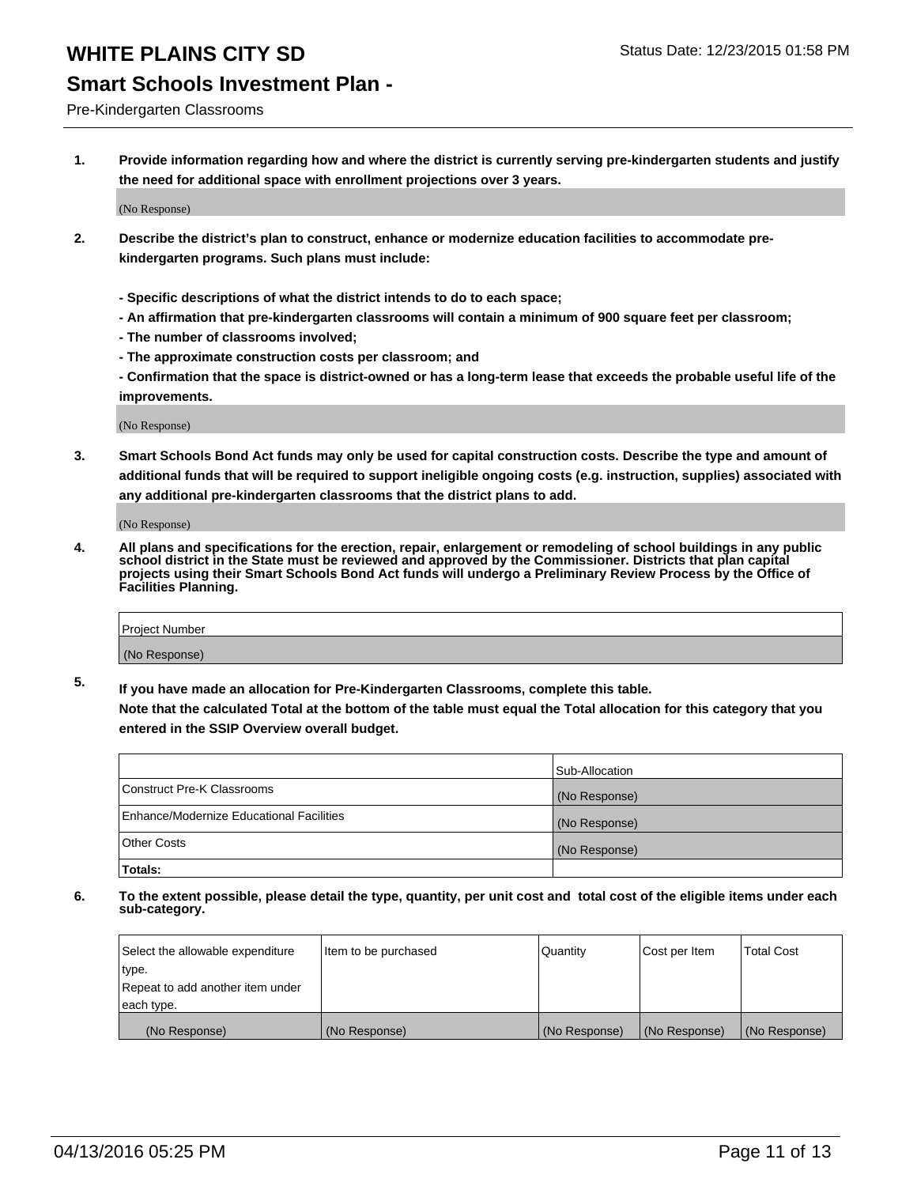# WHITE PLAINS CITY SD

Status Date: 12/23/2015 01:58 PM

## Smart Schools Investment Plan -

Pre-Kindergarten Classrooms

**1. Provide information regarding how and where the district is currently serving pre-kindergarten students and justify the need for additional space with enrollment projections over 3 years.**

(No Response)

**2. Describe the district's plan to construct, enhance or modernize education facilities to accommodate pre-kindergarten programs. Such plans must include:**

**- Specific descriptions of what the district intends to do to each space;**
**- An affirmation that pre-kindergarten classrooms will contain a minimum of 900 square feet per classroom;**
**- The number of classrooms involved;**
**- The approximate construction costs per classroom; and**
**- Confirmation that the space is district-owned or has a long-term lease that exceeds the probable useful life of the improvements.**

(No Response)

**3. Smart Schools Bond Act funds may only be used for capital construction costs. Describe the type and amount of additional funds that will be required to support ineligible ongoing costs (e.g. instruction, supplies) associated with any additional pre-kindergarten classrooms that the district plans to add.**

(No Response)

**4. All plans and specifications for the erection, repair, enlargement or remodeling of school buildings in any public school district in the State must be reviewed and approved by the Commissioner. Districts that plan capital projects using their Smart Schools Bond Act funds will undergo a Preliminary Review Process by the Office of Facilities Planning.**

| Project Number |
|---|
| (No Response) |

**5. If you have made an allocation for Pre-Kindergarten Classrooms, complete this table.**
**Note that the calculated Total at the bottom of the table must equal the Total allocation for this category that you entered in the SSIP Overview overall budget.**

| | Sub-Allocation |
|---|---|
| Construct Pre-K Classrooms | (No Response) |
| Enhance/Modernize Educational Facilities | (No Response) |
| Other Costs | (No Response) |
| **Totals:** | |

**6. To the extent possible, please detail the type, quantity, per unit cost and total cost of the eligible items under each sub-category.**

| Select the allowable expenditure type. Repeat to add another item under each type. | Item to be purchased | Quantity | Cost per Item | Total Cost |
|---|---|---|---|---|
| (No Response) | (No Response) | (No Response) | (No Response) | (No Response) |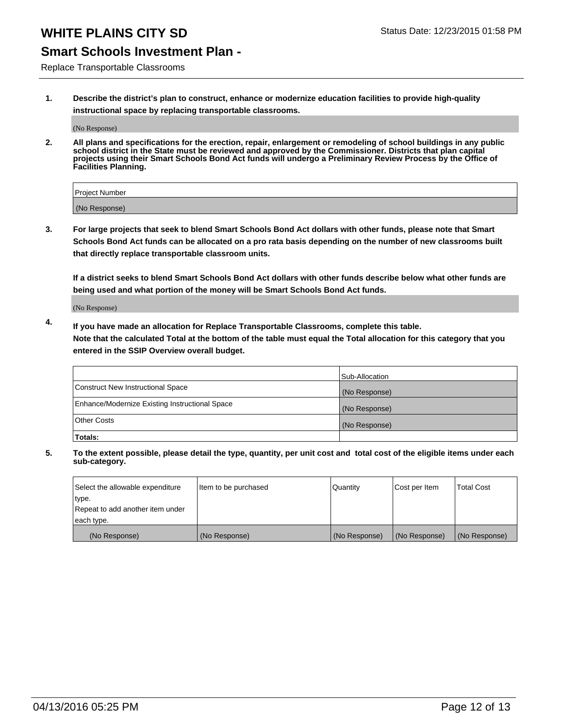# WHITE PLAINS CITY SD

Status Date: 12/23/2015 01:58 PM

## Smart Schools Investment Plan -

Replace Transportable Classrooms

**1. Describe the district's plan to construct, enhance or modernize education facilities to provide high-quality instructional space by replacing transportable classrooms.**

(No Response)

**2. All plans and specifications for the erection, repair, enlargement or remodeling of school buildings in any public school district in the State must be reviewed and approved by the Commissioner. Districts that plan capital projects using their Smart Schools Bond Act funds will undergo a Preliminary Review Process by the Office of Facilities Planning.**

| Project Number |
| --- |
| (No Response) |

**3. For large projects that seek to blend Smart Schools Bond Act dollars with other funds, please note that Smart Schools Bond Act funds can be allocated on a pro rata basis depending on the number of new classrooms built that directly replace transportable classroom units.**

**If a district seeks to blend Smart Schools Bond Act dollars with other funds describe below what other funds are being used and what portion of the money will be Smart Schools Bond Act funds.**

(No Response)

**4. If you have made an allocation for Replace Transportable Classrooms, complete this table. Note that the calculated Total at the bottom of the table must equal the Total allocation for this category that you entered in the SSIP Overview overall budget.**

| | Sub-Allocation |
| --- | --- |
| Construct New Instructional Space | (No Response) |
| Enhance/Modernize Existing Instructional Space | (No Response) |
| Other Costs | (No Response) |
| **Totals:** | |

**5. To the extent possible, please detail the type, quantity, per unit cost and total cost of the eligible items under each sub-category.**

| Select the allowable expenditure type. Repeat to add another item under each type. | Item to be purchased | Quantity | Cost per Item | Total Cost |
| --- | --- | --- | --- | --- |
| (No Response) | (No Response) | (No Response) | (No Response) | (No Response) |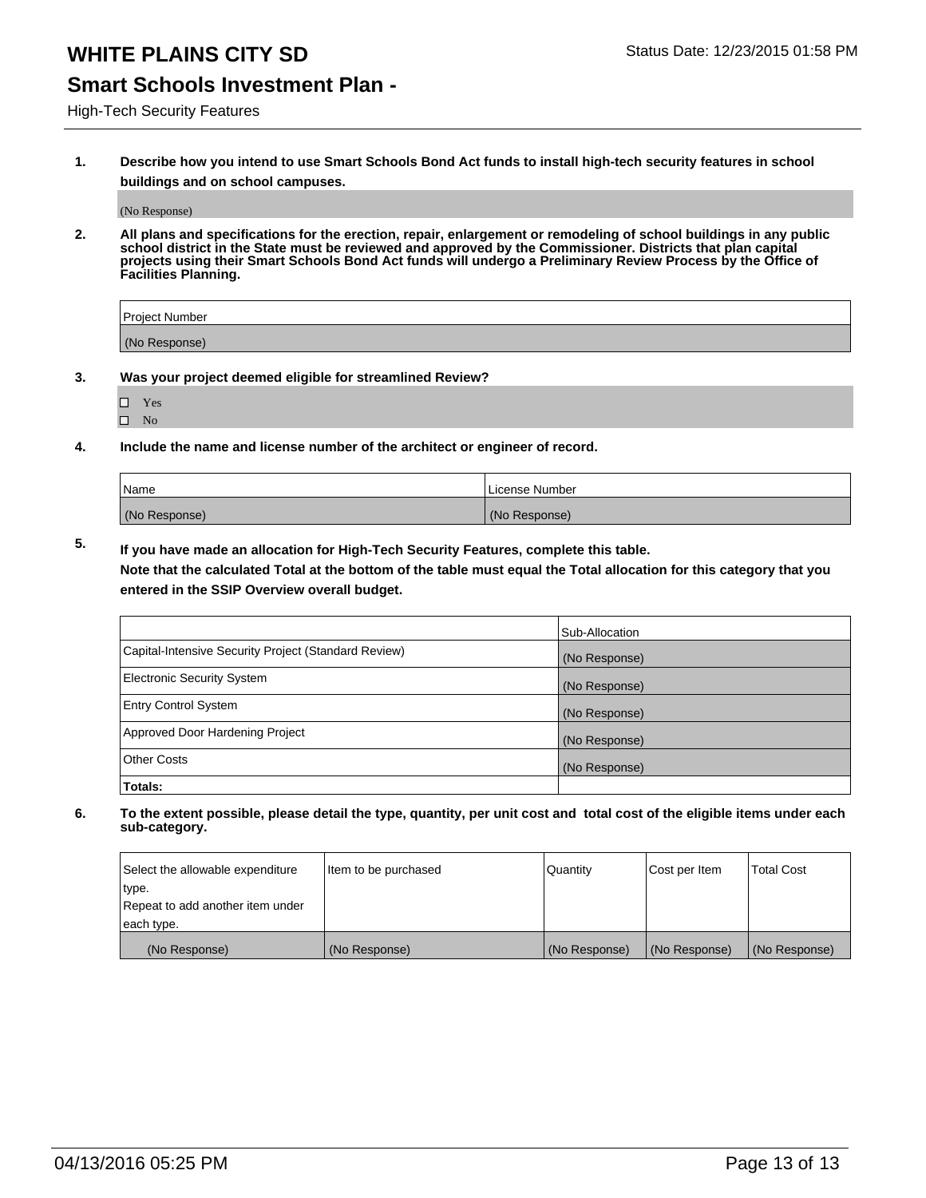# WHITE PLAINS CITY SD

Status Date: 12/23/2015 01:58 PM

## Smart Schools Investment Plan -

High-Tech Security Features

**1. Describe how you intend to use Smart Schools Bond Act funds to install high-tech security features in school buildings and on school campuses.**

(No Response)

**2. All plans and specifications for the erection, repair, enlargement or remodeling of school buildings in any public school district in the State must be reviewed and approved by the Commissioner. Districts that plan capital projects using their Smart Schools Bond Act funds will undergo a Preliminary Review Process by the Office of Facilities Planning.**

| Project Number |
| --- |
| (No Response) |

**3. Was your project deemed eligible for streamlined Review?**

- ☐ Yes
- ☐ No

**4. Include the name and license number of the architect or engineer of record.**

| Name | License Number |
| --- | --- |
| (No Response) | (No Response) |

**5. If you have made an allocation for High-Tech Security Features, complete this table.**
**Note that the calculated Total at the bottom of the table must equal the Total allocation for this category that you entered in the SSIP Overview overall budget.**

| | Sub-Allocation |
| --- | --- |
| Capital-Intensive Security Project (Standard Review) | (No Response) |
| Electronic Security System | (No Response) |
| Entry Control System | (No Response) |
| Approved Door Hardening Project | (No Response) |
| Other Costs | (No Response) |
| **Totals:** | |

**6. To the extent possible, please detail the type, quantity, per unit cost and total cost of the eligible items under each sub-category.**

| Select the allowable expenditure type. Repeat to add another item under each type. | Item to be purchased | Quantity | Cost per Item | Total Cost |
| --- | --- | --- | --- | --- |
| (No Response) | (No Response) | (No Response) | (No Response) | (No Response) |